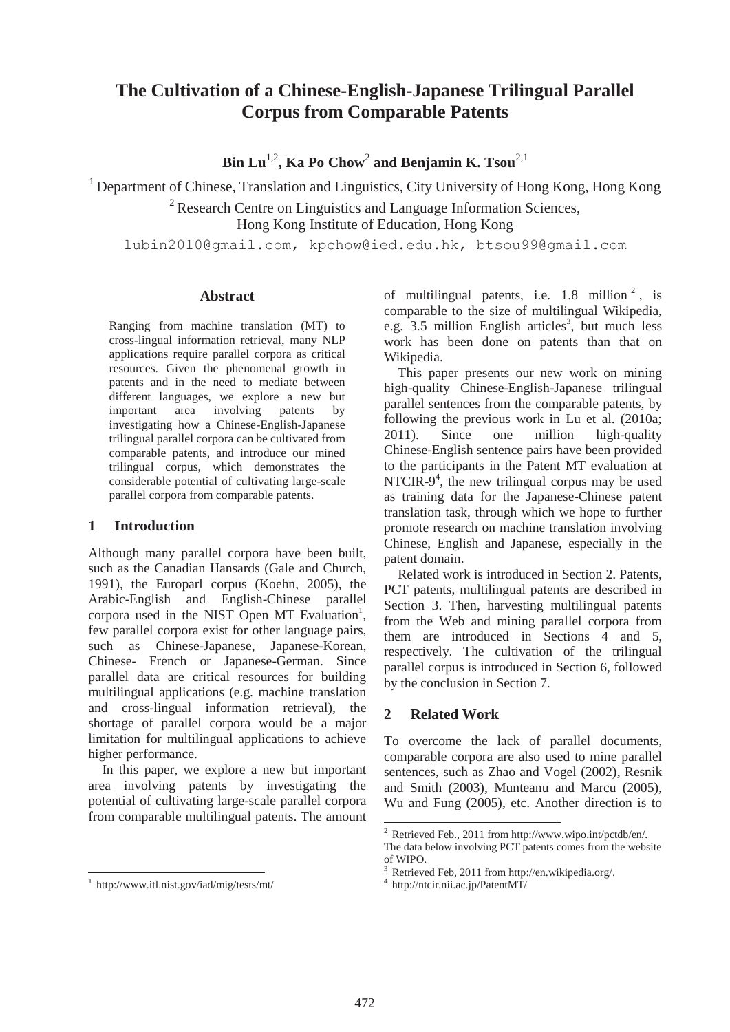# The Cultivation of a Chinese-English-Japanese Trilingual Parallel Corpus from Comparable Patents

**Bin Lu**[1,2], **Ka Po Chow**[2] **and Benjamin K. Tsou**[2,1]

[1] Department of Chinese, Translation and Linguistics, City University of Hong Kong, Hong Kong

[2] Research Centre on Linguistics and Language Information Sciences, Hong Kong Institute of Education, Hong Kong

lubin2010@gmail.com, kpchow@ied.edu.hk, btsou99@gmail.com

## Abstract

Ranging from machine translation (MT) to cross-lingual information retrieval, many NLP applications require parallel corpora as critical resources. Given the phenomenal growth in patents and in the need to mediate between different languages, we explore a new but important area involving patents by investigating how a Chinese-English-Japanese trilingual parallel corpora can be cultivated from comparable patents, and introduce our mined trilingual corpus, which demonstrates the considerable potential of cultivating large-scale parallel corpora from comparable patents.

## 1 Introduction

Although many parallel corpora have been built, such as the Canadian Hansards (Gale and Church, 1991), the Europarl corpus (Koehn, 2005), the Arabic-English and English-Chinese parallel corpora used in the NIST Open MT Evaluation[1], few parallel corpora exist for other language pairs, such as Chinese-Japanese, Japanese-Korean, Chinese- French or Japanese-German. Since parallel data are critical resources for building multilingual applications (e.g. machine translation and cross-lingual information retrieval), the shortage of parallel corpora would be a major limitation for multilingual applications to achieve higher performance.

In this paper, we explore a new but important area involving patents by investigating the potential of cultivating large-scale parallel corpora from comparable multilingual patents. The amount of multilingual patents, i.e. 1.8 million[2], is comparable to the size of multilingual Wikipedia, e.g. 3.5 million English articles[3], but much less work has been done on patents than that on Wikipedia.

This paper presents our new work on mining high-quality Chinese-English-Japanese trilingual parallel sentences from the comparable patents, by following the previous work in Lu et al. (2010a; 2011). Since one million high-quality Chinese-English sentence pairs have been provided to the participants in the Patent MT evaluation at NTCIR-9[4], the new trilingual corpus may be used as training data for the Japanese-Chinese patent translation task, through which we hope to further promote research on machine translation involving Chinese, English and Japanese, especially in the patent domain.

Related work is introduced in Section 2. Patents, PCT patents, multilingual patents are described in Section 3. Then, harvesting multilingual patents from the Web and mining parallel corpora from them are introduced in Sections 4 and 5, respectively. The cultivation of the trilingual parallel corpus is introduced in Section 6, followed by the conclusion in Section 7.

## 2 Related Work

To overcome the lack of parallel documents, comparable corpora are also used to mine parallel sentences, such as Zhao and Vogel (2002), Resnik and Smith (2003), Munteanu and Marcu (2005), Wu and Fung (2005), etc. Another direction is to

---

[1] http://www.itl.nist.gov/iad/mig/tests/mt/

[2] Retrieved Feb., 2011 from http://www.wipo.int/pctdb/en/. The data below involving PCT patents comes from the website of WIPO.

[3] Retrieved Feb, 2011 from http://en.wikipedia.org/.

[4] http://ntcir.nii.ac.jp/PatentMT/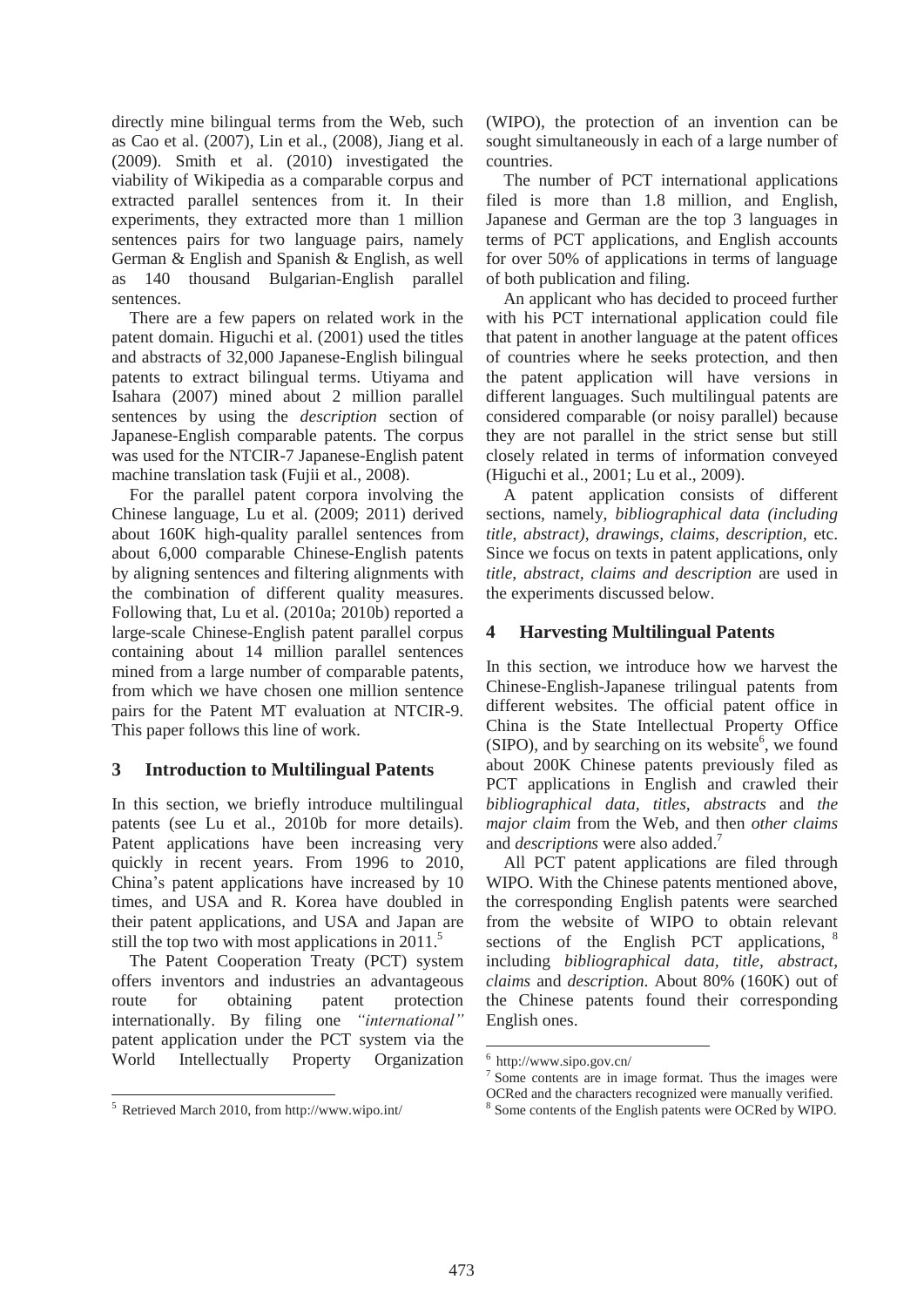directly mine bilingual terms from the Web, such as Cao et al. (2007), Lin et al., (2008), Jiang et al. (2009). Smith et al. (2010) investigated the viability of Wikipedia as a comparable corpus and extracted parallel sentences from it. In their experiments, they extracted more than 1 million sentences pairs for two language pairs, namely German & English and Spanish & English, as well as 140 thousand Bulgarian-English parallel sentences.

There are a few papers on related work in the patent domain. Higuchi et al. (2001) used the titles and abstracts of 32,000 Japanese-English bilingual patents to extract bilingual terms. Utiyama and Isahara (2007) mined about 2 million parallel sentences by using the *description* section of Japanese-English comparable patents. The corpus was used for the NTCIR-7 Japanese-English patent machine translation task (Fujii et al., 2008).

For the parallel patent corpora involving the Chinese language, Lu et al. (2009; 2011) derived about 160K high-quality parallel sentences from about 6,000 comparable Chinese-English patents by aligning sentences and filtering alignments with the combination of different quality measures. Following that, Lu et al. (2010a; 2010b) reported a large-scale Chinese-English patent parallel corpus containing about 14 million parallel sentences mined from a large number of comparable patents, from which we have chosen one million sentence pairs for the Patent MT evaluation at NTCIR-9. This paper follows this line of work.

## 3 Introduction to Multilingual Patents

In this section, we briefly introduce multilingual patents (see Lu et al., 2010b for more details). Patent applications have been increasing very quickly in recent years. From 1996 to 2010, China's patent applications have increased by 10 times, and USA and R. Korea have doubled in their patent applications, and USA and Japan are still the top two with most applications in 2011.[5]

The Patent Cooperation Treaty (PCT) system offers inventors and industries an advantageous route for obtaining patent protection internationally. By filing one *"international"* patent application under the PCT system via the World Intellectually Property Organization (WIPO), the protection of an invention can be sought simultaneously in each of a large number of countries.

The number of PCT international applications filed is more than 1.8 million, and English, Japanese and German are the top 3 languages in terms of PCT applications, and English accounts for over 50% of applications in terms of language of both publication and filing.

An applicant who has decided to proceed further with his PCT international application could file that patent in another language at the patent offices of countries where he seeks protection, and then the patent application will have versions in different languages. Such multilingual patents are considered comparable (or noisy parallel) because they are not parallel in the strict sense but still closely related in terms of information conveyed (Higuchi et al., 2001; Lu et al., 2009).

A patent application consists of different sections, namely, *bibliographical data (including title, abstract)*, *drawings, claims*, *description*, etc. Since we focus on texts in patent applications, only *title, abstract, claims and description* are used in the experiments discussed below.

## 4 Harvesting Multilingual Patents

In this section, we introduce how we harvest the Chinese-English-Japanese trilingual patents from different websites. The official patent office in China is the State Intellectual Property Office (SIPO), and by searching on its website[6], we found about 200K Chinese patents previously filed as PCT applications in English and crawled their *bibliographical data*, *titles, abstracts* and *the major claim* from the Web, and then *other claims* and *descriptions* were also added.[7]

All PCT patent applications are filed through WIPO. With the Chinese patents mentioned above, the corresponding English patents were searched from the website of WIPO to obtain relevant sections of the English PCT applications,[8] including *bibliographical data, title, abstract*, *claims* and *description*. About 80% (160K) out of the Chinese patents found their corresponding English ones.

[5] Retrieved March 2010, from http://www.wipo.int/

[6] http://www.sipo.gov.cn/

[7] Some contents are in image format. Thus the images were OCRed and the characters recognized were manually verified.

[8] Some contents of the English patents were OCRed by WIPO.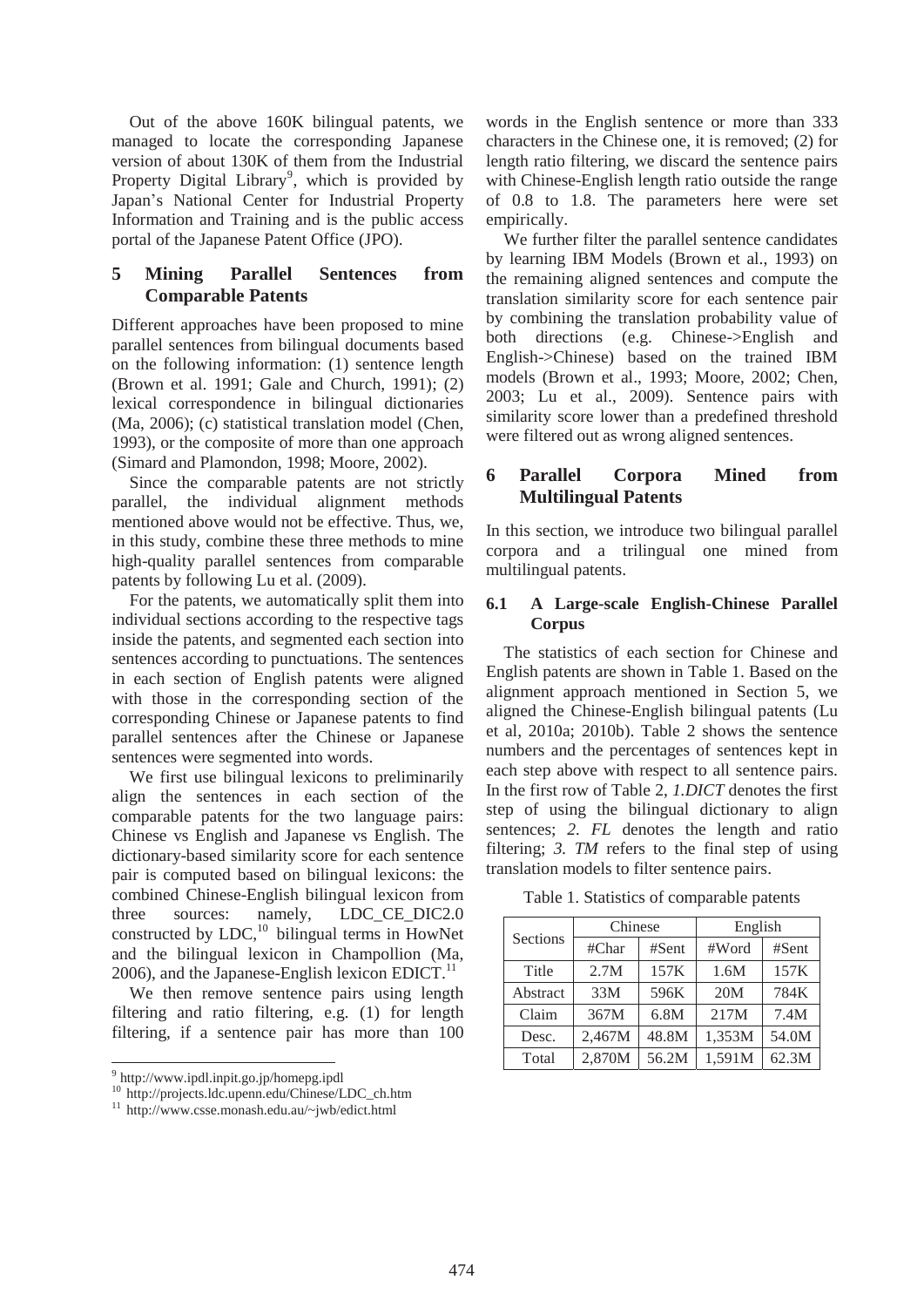Out of the above 160K bilingual patents, we managed to locate the corresponding Japanese version of about 130K of them from the Industrial Property Digital Library[9], which is provided by Japan's National Center for Industrial Property Information and Training and is the public access portal of the Japanese Patent Office (JPO).

## 5 Mining Parallel Sentences from Comparable Patents

Different approaches have been proposed to mine parallel sentences from bilingual documents based on the following information: (1) sentence length (Brown et al. 1991; Gale and Church, 1991); (2) lexical correspondence in bilingual dictionaries (Ma, 2006); (c) statistical translation model (Chen, 1993), or the composite of more than one approach (Simard and Plamondon, 1998; Moore, 2002).

Since the comparable patents are not strictly parallel, the individual alignment methods mentioned above would not be effective. Thus, we, in this study, combine these three methods to mine high-quality parallel sentences from comparable patents by following Lu et al. (2009).

For the patents, we automatically split them into individual sections according to the respective tags inside the patents, and segmented each section into sentences according to punctuations. The sentences in each section of English patents were aligned with those in the corresponding section of the corresponding Chinese or Japanese patents to find parallel sentences after the Chinese or Japanese sentences were segmented into words.

We first use bilingual lexicons to preliminarily align the sentences in each section of the comparable patents for the two language pairs: Chinese vs English and Japanese vs English. The dictionary-based similarity score for each sentence pair is computed based on bilingual lexicons: the combined Chinese-English bilingual lexicon from three sources: namely, LDC_CE_DIC2.0 constructed by LDC,[10] bilingual terms in HowNet and the bilingual lexicon in Champollion (Ma, 2006), and the Japanese-English lexicon EDICT.[11]

We then remove sentence pairs using length filtering and ratio filtering, e.g. (1) for length filtering, if a sentence pair has more than 100 words in the English sentence or more than 333 characters in the Chinese one, it is removed; (2) for length ratio filtering, we discard the sentence pairs with Chinese-English length ratio outside the range of 0.8 to 1.8. The parameters here were set empirically.

We further filter the parallel sentence candidates by learning IBM Models (Brown et al., 1993) on the remaining aligned sentences and compute the translation similarity score for each sentence pair by combining the translation probability value of both directions (e.g. Chinese->English and English->Chinese) based on the trained IBM models (Brown et al., 1993; Moore, 2002; Chen, 2003; Lu et al., 2009). Sentence pairs with similarity score lower than a predefined threshold were filtered out as wrong aligned sentences.

## 6 Parallel Corpora Mined from Multilingual Patents

In this section, we introduce two bilingual parallel corpora and a trilingual one mined from multilingual patents.

### 6.1 A Large-scale English-Chinese Parallel Corpus

The statistics of each section for Chinese and English patents are shown in Table 1. Based on the alignment approach mentioned in Section 5, we aligned the Chinese-English bilingual patents (Lu et al, 2010a; 2010b). Table 2 shows the sentence numbers and the percentages of sentences kept in each step above with respect to all sentence pairs. In the first row of Table 2, *1.DICT* denotes the first step of using the bilingual dictionary to align sentences; *2. FL* denotes the length and ratio filtering; *3. TM* refers to the final step of using translation models to filter sentence pairs.

Table 1. Statistics of comparable patents

| Sections | Chinese | | English | |
|---|---|---|---|---|
| | #Char | #Sent | #Word | #Sent |
| Title | 2.7M | 157K | 1.6M | 157K |
| Abstract | 33M | 596K | 20M | 784K |
| Claim | 367M | 6.8M | 217M | 7.4M |
| Desc. | 2,467M | 48.8M | 1,353M | 54.0M |
| Total | 2,870M | 56.2M | 1,591M | 62.3M |

[9] http://www.ipdl.inpit.go.jp/homepg.ipdl
[10] http://projects.ldc.upenn.edu/Chinese/LDC_ch.htm
[11] http://www.csse.monash.edu.au/~jwb/edict.html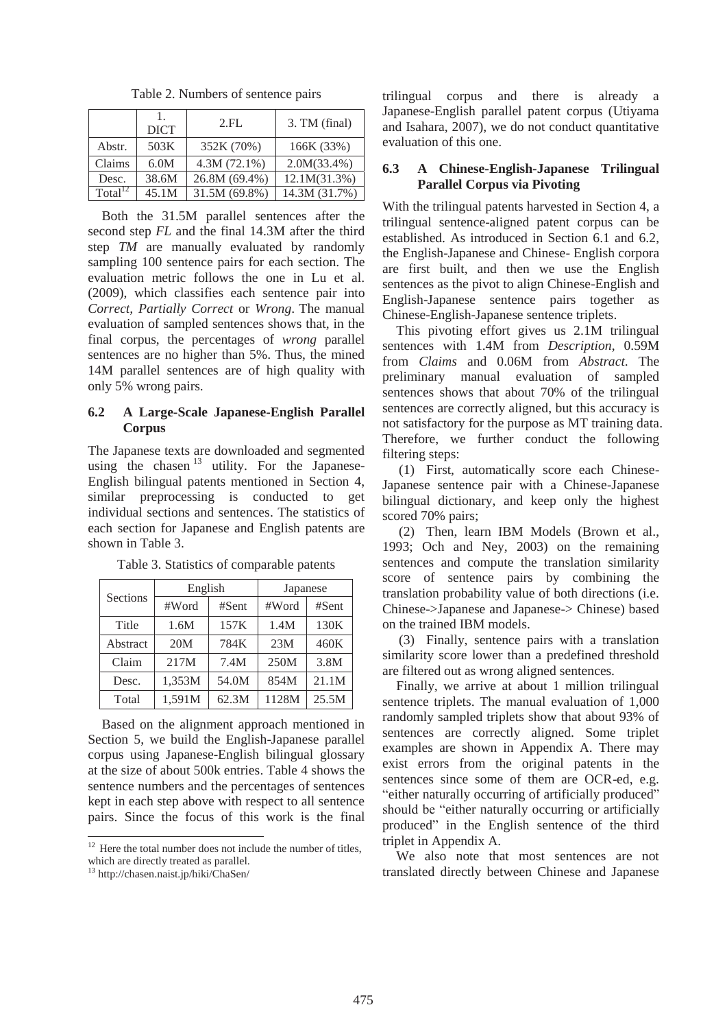Table 2. Numbers of sentence pairs

| | 1. DICT | 2.FL | 3. TM (final) |
|---|---|---|---|
| Abstr. | 503K | 352K (70%) | 166K (33%) |
| Claims | 6.0M | 4.3M (72.1%) | 2.0M(33.4%) |
| Desc. | 38.6M | 26.8M (69.4%) | 12.1M(31.3%) |
| Total[12] | 45.1M | 31.5M (69.8%) | 14.3M (31.7%) |

Both the 31.5M parallel sentences after the second step *FL* and the final 14.3M after the third step *TM* are manually evaluated by randomly sampling 100 sentence pairs for each section. The evaluation metric follows the one in Lu et al. (2009), which classifies each sentence pair into *Correct*, *Partially Correct* or *Wrong*. The manual evaluation of sampled sentences shows that, in the final corpus, the percentages of *wrong* parallel sentences are no higher than 5%. Thus, the mined 14M parallel sentences are of high quality with only 5% wrong pairs.

### 6.2 A Large-Scale Japanese-English Parallel Corpus

The Japanese texts are downloaded and segmented using the chasen[13] utility. For the Japanese-English bilingual patents mentioned in Section 4, similar preprocessing is conducted to get individual sections and sentences. The statistics of each section for Japanese and English patents are shown in Table 3.

Table 3. Statistics of comparable patents

| Sections | English | | Japanese | |
|---|---|---|---|---|
| | #Word | #Sent | #Word | #Sent |
| Title | 1.6M | 157K | 1.4M | 130K |
| Abstract | 20M | 784K | 23M | 460K |
| Claim | 217M | 7.4M | 250M | 3.8M |
| Desc. | 1,353M | 54.0M | 854M | 21.1M |
| Total | 1,591M | 62.3M | 1128M | 25.5M |

Based on the alignment approach mentioned in Section 5, we build the English-Japanese parallel corpus using Japanese-English bilingual glossary at the size of about 500k entries. Table 4 shows the sentence numbers and the percentages of sentences kept in each step above with respect to all sentence pairs. Since the focus of this work is the final trilingual corpus and there is already a Japanese-English parallel patent corpus (Utiyama and Isahara, 2007), we do not conduct quantitative evaluation of this one.

[12] Here the total number does not include the number of titles, which are directly treated as parallel.

[13] http://chasen.naist.jp/hiki/ChaSen/

### 6.3 A Chinese-English-Japanese Trilingual Parallel Corpus via Pivoting

With the trilingual patents harvested in Section 4, a trilingual sentence-aligned patent corpus can be established. As introduced in Section 6.1 and 6.2, the English-Japanese and Chinese- English corpora are first built, and then we use the English sentences as the pivot to align Chinese-English and English-Japanese sentence pairs together as Chinese-English-Japanese sentence triplets.

This pivoting effort gives us 2.1M trilingual sentences with 1.4M from *Description*, 0.59M from *Claims* and 0.06M from *Abstract*. The preliminary manual evaluation of sampled sentences shows that about 70% of the trilingual sentences are correctly aligned, but this accuracy is not satisfactory for the purpose as MT training data. Therefore, we further conduct the following filtering steps:

(1) First, automatically score each Chinese-Japanese sentence pair with a Chinese-Japanese bilingual dictionary, and keep only the highest scored 70% pairs;

(2) Then, learn IBM Models (Brown et al., 1993; Och and Ney, 2003) on the remaining sentences and compute the translation similarity score of sentence pairs by combining the translation probability value of both directions (i.e. Chinese->Japanese and Japanese-> Chinese) based on the trained IBM models.

(3) Finally, sentence pairs with a translation similarity score lower than a predefined threshold are filtered out as wrong aligned sentences.

Finally, we arrive at about 1 million trilingual sentence triplets. The manual evaluation of 1,000 randomly sampled triplets show that about 93% of sentences are correctly aligned. Some triplet examples are shown in Appendix A. There may exist errors from the original patents in the sentences since some of them are OCR-ed, e.g. "either naturally occurring of artificially produced" should be "either naturally occurring or artificially produced" in the English sentence of the third triplet in Appendix A.

We also note that most sentences are not translated directly between Chinese and Japanese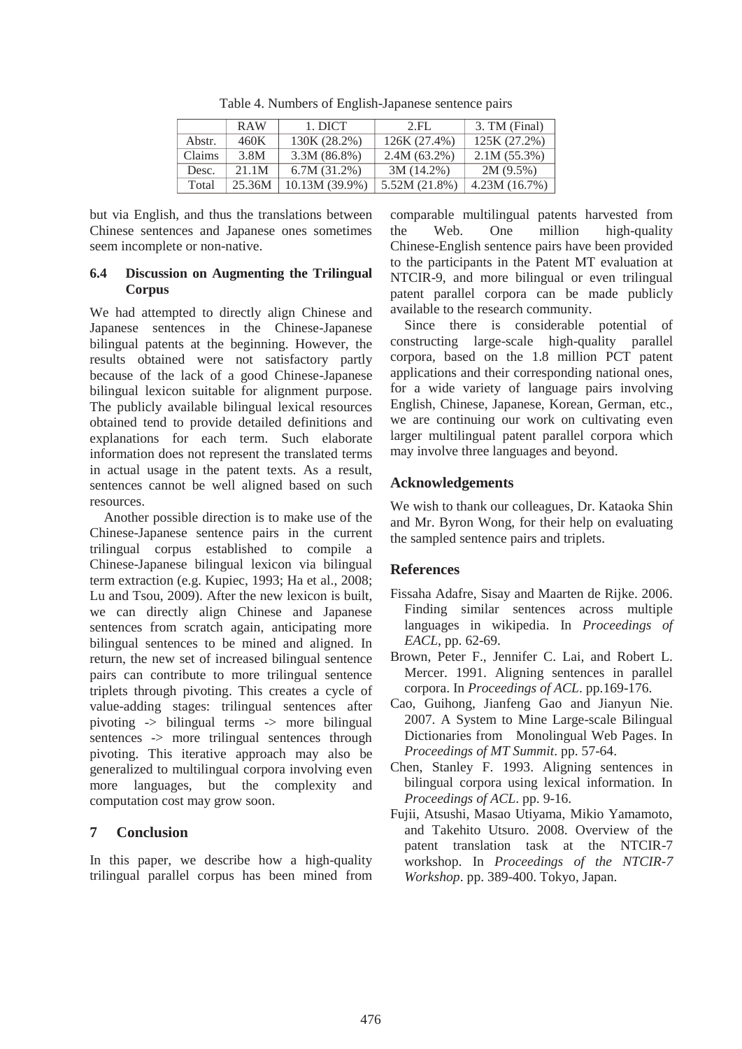Table 4. Numbers of English-Japanese sentence pairs

| | RAW | 1. DICT | 2.FL | 3. TM (Final) |
|---|---|---|---|---|
| Abstr. | 460K | 130K (28.2%) | 126K (27.4%) | 125K (27.2%) |
| Claims | 3.8M | 3.3M (86.8%) | 2.4M (63.2%) | 2.1M (55.3%) |
| Desc. | 21.1M | 6.7M (31.2%) | 3M (14.2%) | 2M (9.5%) |
| Total | 25.36M | 10.13M (39.9%) | 5.52M (21.8%) | 4.23M (16.7%) |

but via English, and thus the translations between Chinese sentences and Japanese ones sometimes seem incomplete or non-native.

### 6.4 Discussion on Augmenting the Trilingual Corpus

We had attempted to directly align Chinese and Japanese sentences in the Chinese-Japanese bilingual patents at the beginning. However, the results obtained were not satisfactory partly because of the lack of a good Chinese-Japanese bilingual lexicon suitable for alignment purpose. The publicly available bilingual lexical resources obtained tend to provide detailed definitions and explanations for each term. Such elaborate information does not represent the translated terms in actual usage in the patent texts. As a result, sentences cannot be well aligned based on such resources.

Another possible direction is to make use of the Chinese-Japanese sentence pairs in the current trilingual corpus established to compile a Chinese-Japanese bilingual lexicon via bilingual term extraction (e.g. Kupiec, 1993; Ha et al., 2008; Lu and Tsou, 2009). After the new lexicon is built, we can directly align Chinese and Japanese sentences from scratch again, anticipating more bilingual sentences to be mined and aligned. In return, the new set of increased bilingual sentence pairs can contribute to more trilingual sentence triplets through pivoting. This creates a cycle of value-adding stages: trilingual sentences after pivoting -> bilingual terms -> more bilingual sentences -> more trilingual sentences through pivoting. This iterative approach may also be generalized to multilingual corpora involving even more languages, but the complexity and computation cost may grow soon.

## 7 Conclusion

In this paper, we describe how a high-quality trilingual parallel corpus has been mined from comparable multilingual patents harvested from the Web. One million high-quality Chinese-English sentence pairs have been provided to the participants in the Patent MT evaluation at NTCIR-9, and more bilingual or even trilingual patent parallel corpora can be made publicly available to the research community.

Since there is considerable potential of constructing large-scale high-quality parallel corpora, based on the 1.8 million PCT patent applications and their corresponding national ones, for a wide variety of language pairs involving English, Chinese, Japanese, Korean, German, etc., we are continuing our work on cultivating even larger multilingual patent parallel corpora which may involve three languages and beyond.

## Acknowledgements

We wish to thank our colleagues, Dr. Kataoka Shin and Mr. Byron Wong, for their help on evaluating the sampled sentence pairs and triplets.

## References

Fissaha Adafre, Sisay and Maarten de Rijke. 2006. Finding similar sentences across multiple languages in wikipedia. In *Proceedings of EACL*, pp. 62-69.

Brown, Peter F., Jennifer C. Lai, and Robert L. Mercer. 1991. Aligning sentences in parallel corpora. In *Proceedings of ACL*. pp.169-176.

Cao, Guihong, Jianfeng Gao and Jianyun Nie. 2007. A System to Mine Large-scale Bilingual Dictionaries from Monolingual Web Pages. In *Proceedings of MT Summit*. pp. 57-64.

Chen, Stanley F. 1993. Aligning sentences in bilingual corpora using lexical information. In *Proceedings of ACL*. pp. 9-16.

Fujii, Atsushi, Masao Utiyama, Mikio Yamamoto, and Takehito Utsuro. 2008. Overview of the patent translation task at the NTCIR-7 workshop. In *Proceedings of the NTCIR-7 Workshop*. pp. 389-400. Tokyo, Japan.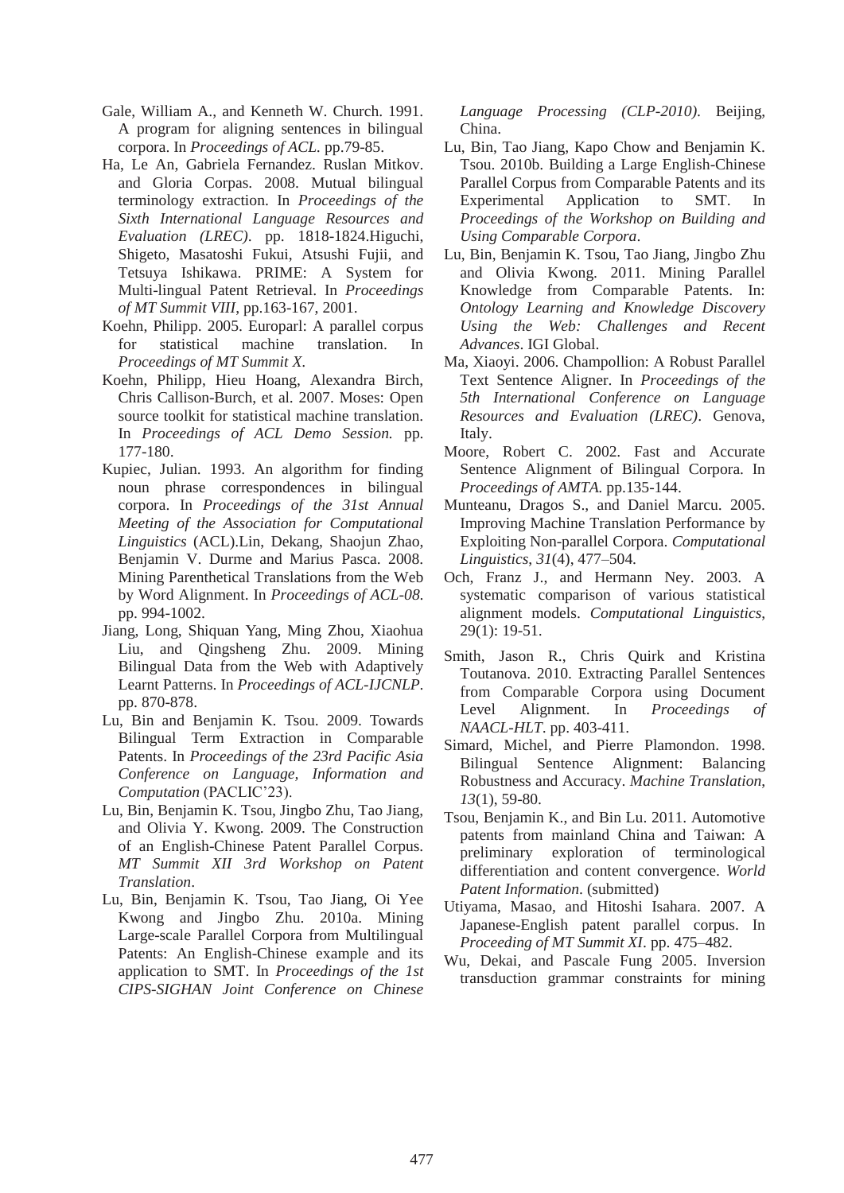Gale, William A., and Kenneth W. Church. 1991. A program for aligning sentences in bilingual corpora. In *Proceedings of ACL*. pp.79-85.

Ha, Le An, Gabriela Fernandez. Ruslan Mitkov. and Gloria Corpas. 2008. Mutual bilingual terminology extraction. In *Proceedings of the Sixth International Language Resources and Evaluation (LREC)*. pp. 1818-1824.Higuchi, Shigeto, Masatoshi Fukui, Atsushi Fujii, and Tetsuya Ishikawa. PRIME: A System for Multi-lingual Patent Retrieval. In *Proceedings of MT Summit VIII*, pp.163-167, 2001.

Koehn, Philipp. 2005. Europarl: A parallel corpus for statistical machine translation. In *Proceedings of MT Summit X*.

Koehn, Philipp, Hieu Hoang, Alexandra Birch, Chris Callison-Burch, et al. 2007. Moses: Open source toolkit for statistical machine translation. In *Proceedings of ACL Demo Session.* pp. 177-180.

Kupiec, Julian. 1993. An algorithm for finding noun phrase correspondences in bilingual corpora. In *Proceedings of the 31st Annual Meeting of the Association for Computational Linguistics* (ACL).Lin, Dekang, Shaojun Zhao, Benjamin V. Durme and Marius Pasca. 2008. Mining Parenthetical Translations from the Web by Word Alignment. In *Proceedings of ACL-08.* pp. 994-1002.

Jiang, Long, Shiquan Yang, Ming Zhou, Xiaohua Liu, and Qingsheng Zhu. 2009. Mining Bilingual Data from the Web with Adaptively Learnt Patterns. In *Proceedings of ACL-IJCNLP*. pp. 870-878.

Lu, Bin and Benjamin K. Tsou. 2009. Towards Bilingual Term Extraction in Comparable Patents. In *Proceedings of the 23rd Pacific Asia Conference on Language, Information and Computation* (PACLIC'23).

Lu, Bin, Benjamin K. Tsou, Jingbo Zhu, Tao Jiang, and Olivia Y. Kwong. 2009. The Construction of an English-Chinese Patent Parallel Corpus. *MT Summit XII 3rd Workshop on Patent Translation*.

Lu, Bin, Benjamin K. Tsou, Tao Jiang, Oi Yee Kwong and Jingbo Zhu. 2010a. Mining Large-scale Parallel Corpora from Multilingual Patents: An English-Chinese example and its application to SMT. In *Proceedings of the 1st CIPS-SIGHAN Joint Conference on Chinese Language Processing (CLP-2010)*. Beijing, China.

Lu, Bin, Tao Jiang, Kapo Chow and Benjamin K. Tsou. 2010b. Building a Large English-Chinese Parallel Corpus from Comparable Patents and its Experimental Application to SMT. In *Proceedings of the Workshop on Building and Using Comparable Corpora*.

Lu, Bin, Benjamin K. Tsou, Tao Jiang, Jingbo Zhu and Olivia Kwong. 2011. Mining Parallel Knowledge from Comparable Patents. In: *Ontology Learning and Knowledge Discovery Using the Web: Challenges and Recent Advances*. IGI Global.

Ma, Xiaoyi. 2006. Champollion: A Robust Parallel Text Sentence Aligner. In *Proceedings of the 5th International Conference on Language Resources and Evaluation (LREC)*. Genova, Italy.

Moore, Robert C. 2002. Fast and Accurate Sentence Alignment of Bilingual Corpora. In *Proceedings of AMTA.* pp.135-144.

Munteanu, Dragos S., and Daniel Marcu. 2005. Improving Machine Translation Performance by Exploiting Non-parallel Corpora. *Computational Linguistics*, *31*(4), 477–504.

Och, Franz J., and Hermann Ney. 2003. A systematic comparison of various statistical alignment models. *Computational Linguistics*, 29(1): 19-51.

Smith, Jason R., Chris Quirk and Kristina Toutanova. 2010. Extracting Parallel Sentences from Comparable Corpora using Document Level Alignment. In *Proceedings of NAACL-HLT*. pp. 403-411.

Simard, Michel, and Pierre Plamondon. 1998. Bilingual Sentence Alignment: Balancing Robustness and Accuracy. *Machine Translation*, *13*(1), 59-80.

Tsou, Benjamin K., and Bin Lu. 2011. Automotive patents from mainland China and Taiwan: A preliminary exploration of terminological differentiation and content convergence. *World Patent Information*. (submitted)

Utiyama, Masao, and Hitoshi Isahara. 2007. A Japanese-English patent parallel corpus. In *Proceeding of MT Summit XI*. pp. 475–482.

Wu, Dekai, and Pascale Fung 2005. Inversion transduction grammar constraints for mining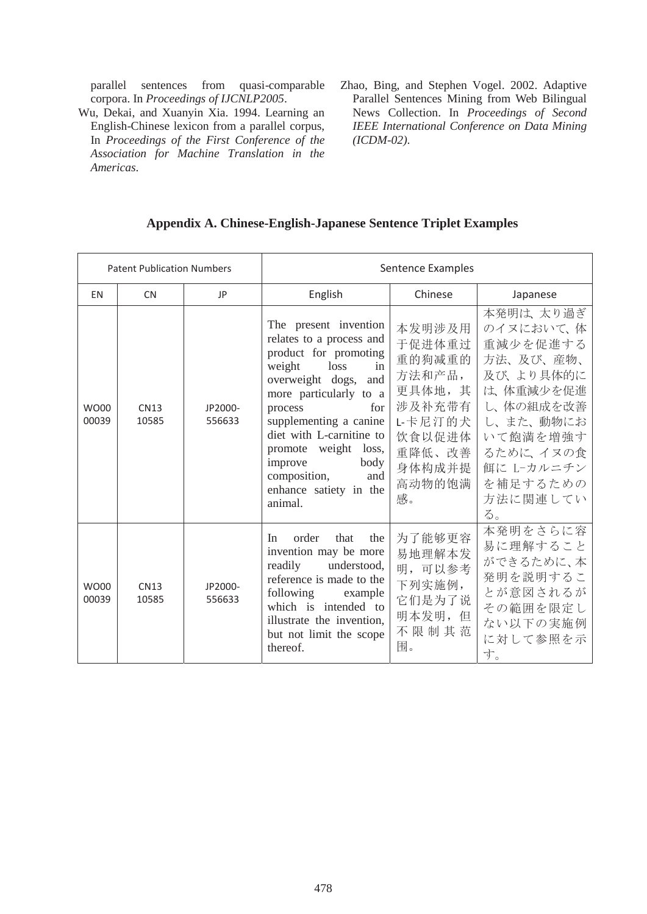parallel sentences from quasi-comparable corpora. In *Proceedings of IJCNLP2005*.

Wu, Dekai, and Xuanyin Xia. 1994. Learning an English-Chinese lexicon from a parallel corpus, In *Proceedings of the First Conference of the Association for Machine Translation in the Americas*.

Zhao, Bing, and Stephen Vogel. 2002. Adaptive Parallel Sentences Mining from Web Bilingual News Collection. In *Proceedings of Second IEEE International Conference on Data Mining (ICDM-02)*.

## Appendix A. Chinese-English-Japanese Sentence Triplet Examples

| Patent Publication Numbers | | | Sentence Examples | | |
|---|---|---|---|---|---|
| EN | CN | JP | English | Chinese | Japanese |
| WO00 00039 | CN13 10585 | JP2000-556633 | The present invention relates to a process and product for promoting weight loss in overweight dogs, and more particularly to a process for supplementing a canine diet with L-carnitine to promote weight loss, improve body composition, and enhance satiety in the animal. | 本发明涉及用于促进体重过重的狗减重的方法和产品，更具体地，其涉及补充带有L-卡尼汀的犬饮食以促进体重降低、改善身体构成并提高动物的饱满感。 | 本発明は、太り過ぎのイヌにおいて、体重減少を促進する方法、及び、産物、及び、より具体的には、体重減少を促進し、体の組成を改善し、また、動物において飽満を増強するために、イヌの食餌に L−カルニチンを補足するための方法に関連している。 |
| WO00 00039 | CN13 10585 | JP2000-556633 | In order that the invention may be more readily understood, reference is made to the following example which is intended to illustrate the invention, but not limit the scope thereof. | 为了能够更容易地理解本发明，可以参考下列实施例，它们是为了说明本发明，但不限制其范围。 | 本発明をさらに容易に理解することができるために、本発明を説明することが意図されるがその範囲を限定しない以下の実施例に対して参照を示す。 |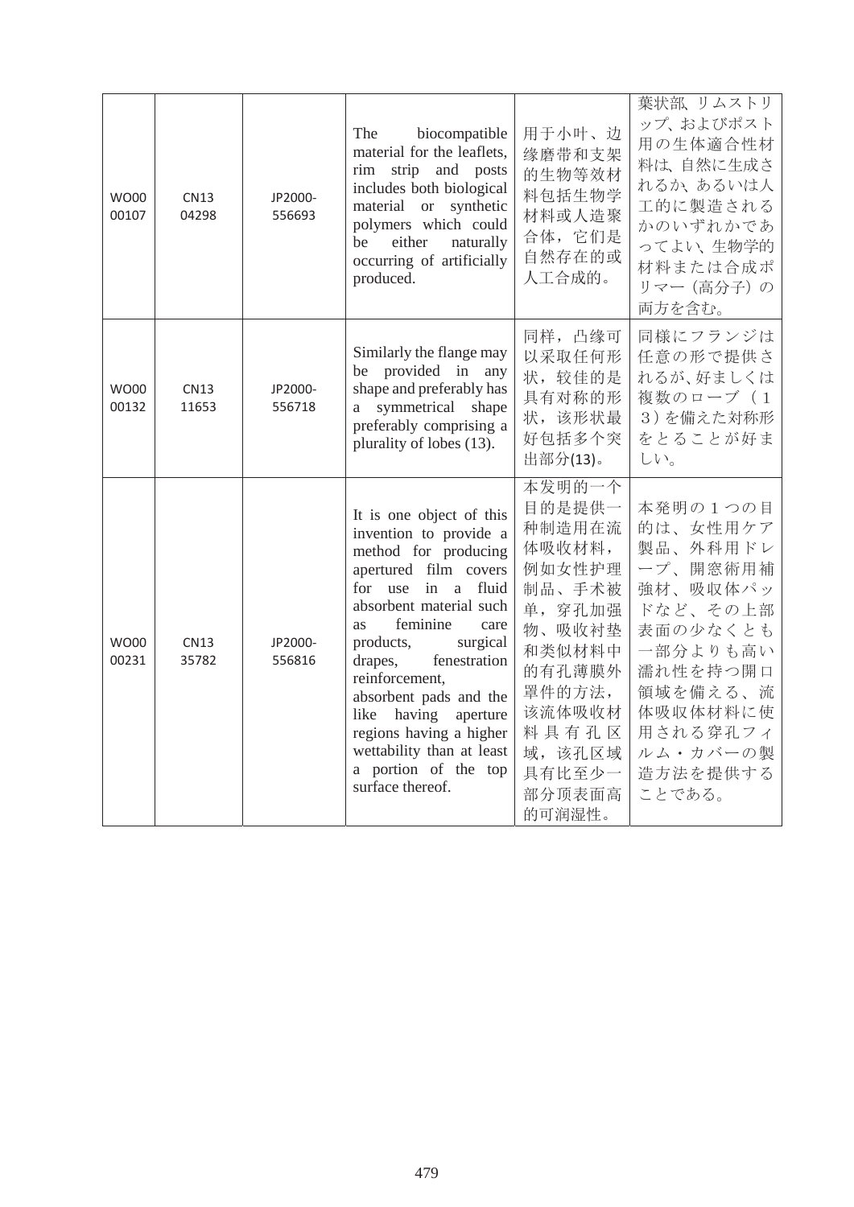| | | | | | |
|---|---|---|---|---|---|
| WO0000107 | CN1304298 | JP2000-556693 | The biocompatible material for the leaflets, rim strip and posts includes both biological material or synthetic polymers which could be either naturally occurring of artificially produced. | 用于小叶、边缘磨带和支架的生物等效材料包括生物学材料或人造聚合体，它们是自然存在的或人工合成的。 | 葉状部、リムストリップ、およびポスト用の生体適合性材料は、自然に生成されるか、あるいは人工的に製造されるかのいずれかであってよい、生物学的材料または合成ポリマー（高分子）の両方を含む。 |
| WO0000132 | CN1311653 | JP2000-556718 | Similarly the flange may be provided in any shape and preferably has a symmetrical shape preferably comprising a plurality of lobes (13). | 同样，凸缘可以采取任何形状，较佳的是具有对称的形状，该形状最好包括多个突出部分(13)。 | 同様にフランジは任意の形で提供されるが、好ましくは複数のローブ（13）を備えた対称形をとることが好ましい。 |
| WO0000231 | CN1335782 | JP2000-556816 | It is one object of this invention to provide a method for producing apertured film covers for use in a fluid absorbent material such as feminine care products, surgical drapes, fenestration reinforcement, absorbent pads and the like having aperture regions having a higher wettability than at least a portion of the top surface thereof. | 本发明的一个目的是提供一种制造用在流体吸收材料，例如女性护理制品、手术被单，穿孔加强物、吸收衬垫和类似材料中的有孔薄膜外罩件的方法，该流体吸收材料具有孔区域，该孔区域具有比至少一部分顶表面高的可润湿性。 | 本発明の１つの目的は、女性用ケア製品、外科用ドレープ、開窓術用補強材、吸収体パッドなど、その上部表面の少なくとも一部分よりも高い濡れ性を持つ開口領域を備える、流体吸収体材料に使用される穿孔フィルム・カバーの製造方法を提供することである。 |